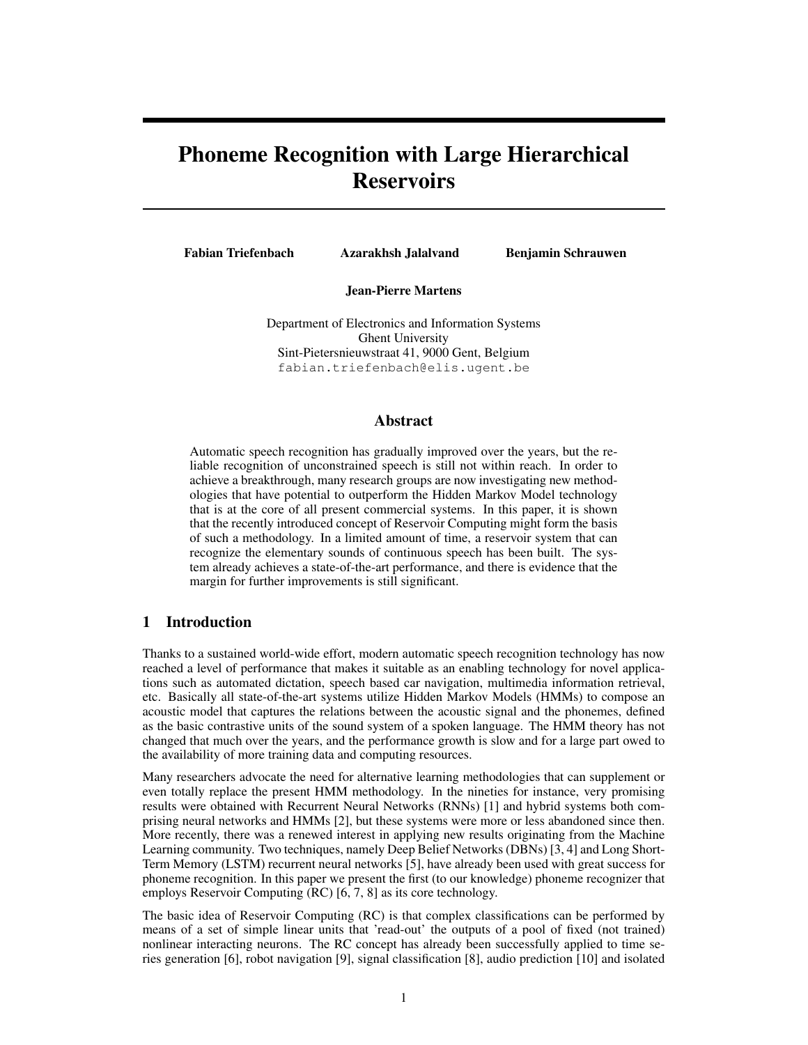# Phoneme Recognition with Large Hierarchical Reservoirs

**Fabian Triefenbach** **Azarakhsh Jalalvand** **Benjamin Schrauwen**

**Jean-Pierre Martens**

Department of Electronics and Information Systems
Ghent University
Sint-Pietersnieuwstraat 41, 9000 Gent, Belgium
fabian.triefenbach@elis.ugent.be

## Abstract

Automatic speech recognition has gradually improved over the years, but the reliable recognition of unconstrained speech is still not within reach. In order to achieve a breakthrough, many research groups are now investigating new methodologies that have potential to outperform the Hidden Markov Model technology that is at the core of all present commercial systems. In this paper, it is shown that the recently introduced concept of Reservoir Computing might form the basis of such a methodology. In a limited amount of time, a reservoir system that can recognize the elementary sounds of continuous speech has been built. The system already achieves a state-of-the-art performance, and there is evidence that the margin for further improvements is still significant.

## 1 Introduction

Thanks to a sustained world-wide effort, modern automatic speech recognition technology has now reached a level of performance that makes it suitable as an enabling technology for novel applications such as automated dictation, speech based car navigation, multimedia information retrieval, etc. Basically all state-of-the-art systems utilize Hidden Markov Models (HMMs) to compose an acoustic model that captures the relations between the acoustic signal and the phonemes, defined as the basic contrastive units of the sound system of a spoken language. The HMM theory has not changed that much over the years, and the performance growth is slow and for a large part owed to the availability of more training data and computing resources.

Many researchers advocate the need for alternative learning methodologies that can supplement or even totally replace the present HMM methodology. In the nineties for instance, very promising results were obtained with Recurrent Neural Networks (RNNs) [1] and hybrid systems both comprising neural networks and HMMs [2], but these systems were more or less abandoned since then. More recently, there was a renewed interest in applying new results originating from the Machine Learning community. Two techniques, namely Deep Belief Networks (DBNs) [3, 4] and Long Short-Term Memory (LSTM) recurrent neural networks [5], have already been used with great success for phoneme recognition. In this paper we present the first (to our knowledge) phoneme recognizer that employs Reservoir Computing (RC) [6, 7, 8] as its core technology.

The basic idea of Reservoir Computing (RC) is that complex classifications can be performed by means of a set of simple linear units that 'read-out' the outputs of a pool of fixed (not trained) nonlinear interacting neurons. The RC concept has already been successfully applied to time series generation [6], robot navigation [9], signal classification [8], audio prediction [10] and isolated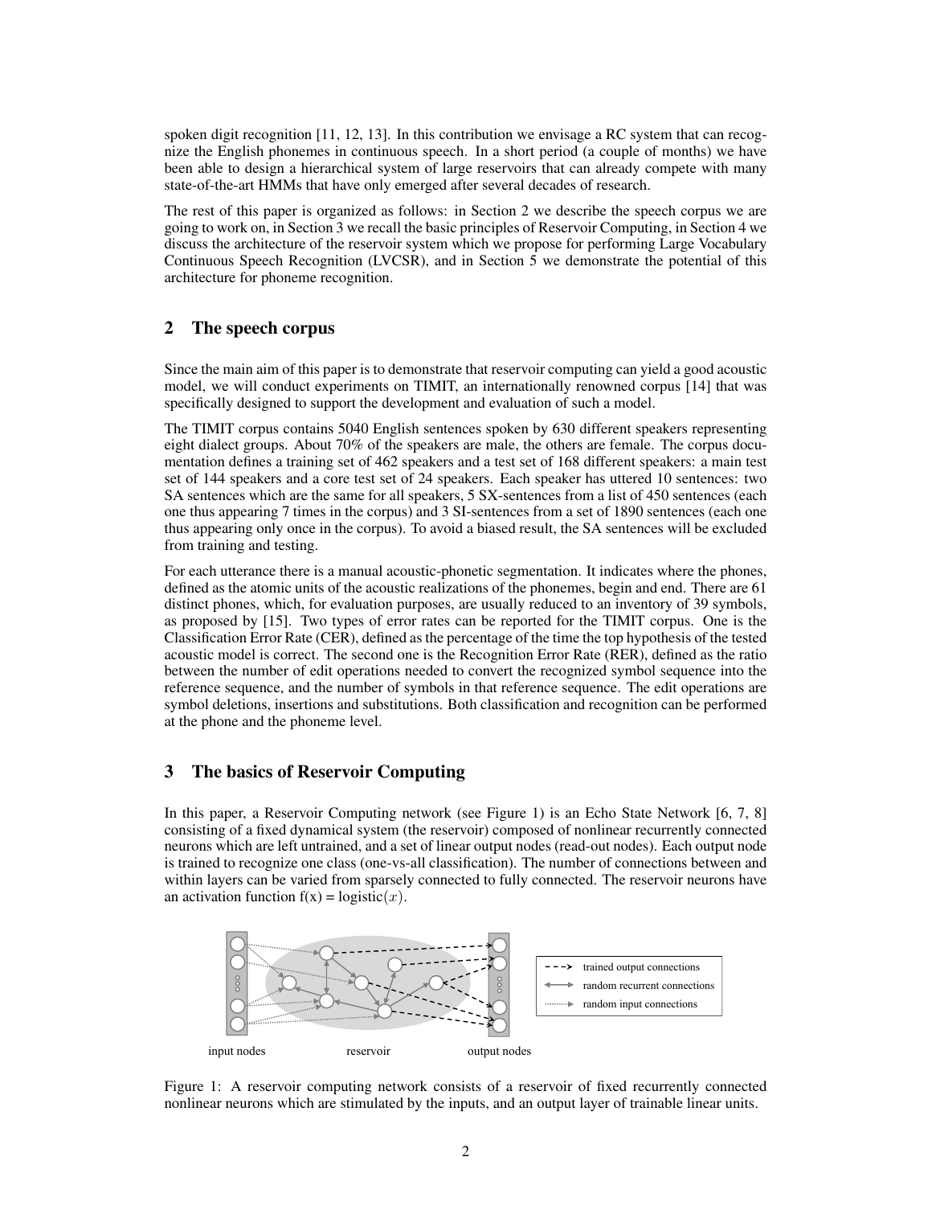spoken digit recognition [11, 12, 13]. In this contribution we envisage a RC system that can recognize the English phonemes in continuous speech. In a short period (a couple of months) we have been able to design a hierarchical system of large reservoirs that can already compete with many state-of-the-art HMMs that have only emerged after several decades of research.

The rest of this paper is organized as follows: in Section 2 we describe the speech corpus we are going to work on, in Section 3 we recall the basic principles of Reservoir Computing, in Section 4 we discuss the architecture of the reservoir system which we propose for performing Large Vocabulary Continuous Speech Recognition (LVCSR), and in Section 5 we demonstrate the potential of this architecture for phoneme recognition.

## 2 The speech corpus

Since the main aim of this paper is to demonstrate that reservoir computing can yield a good acoustic model, we will conduct experiments on TIMIT, an internationally renowned corpus [14] that was specifically designed to support the development and evaluation of such a model.

The TIMIT corpus contains 5040 English sentences spoken by 630 different speakers representing eight dialect groups. About 70% of the speakers are male, the others are female. The corpus documentation defines a training set of 462 speakers and a test set of 168 different speakers: a main test set of 144 speakers and a core test set of 24 speakers. Each speaker has uttered 10 sentences: two SA sentences which are the same for all speakers, 5 SX-sentences from a list of 450 sentences (each one thus appearing 7 times in the corpus) and 3 SI-sentences from a set of 1890 sentences (each one thus appearing only once in the corpus). To avoid a biased result, the SA sentences will be excluded from training and testing.

For each utterance there is a manual acoustic-phonetic segmentation. It indicates where the phones, defined as the atomic units of the acoustic realizations of the phonemes, begin and end. There are 61 distinct phones, which, for evaluation purposes, are usually reduced to an inventory of 39 symbols, as proposed by [15]. Two types of error rates can be reported for the TIMIT corpus. One is the Classification Error Rate (CER), defined as the percentage of the time the top hypothesis of the tested acoustic model is correct. The second one is the Recognition Error Rate (RER), defined as the ratio between the number of edit operations needed to convert the recognized symbol sequence into the reference sequence, and the number of symbols in that reference sequence. The edit operations are symbol deletions, insertions and substitutions. Both classification and recognition can be performed at the phone and the phoneme level.

## 3 The basics of Reservoir Computing

In this paper, a Reservoir Computing network (see Figure 1) is an Echo State Network [6, 7, 8] consisting of a fixed dynamical system (the reservoir) composed of nonlinear recurrently connected neurons which are left untrained, and a set of linear output nodes (read-out nodes). Each output node is trained to recognize one class (one-vs-all classification). The number of connections between and within layers can be varied from sparsely connected to fully connected. The reservoir neurons have an activation function f(x) = $\text{logistic}(x)$.

Figure 1: A reservoir computing network consists of a reservoir of fixed recurrently connected nonlinear neurons which are stimulated by the inputs, and an output layer of trainable linear units.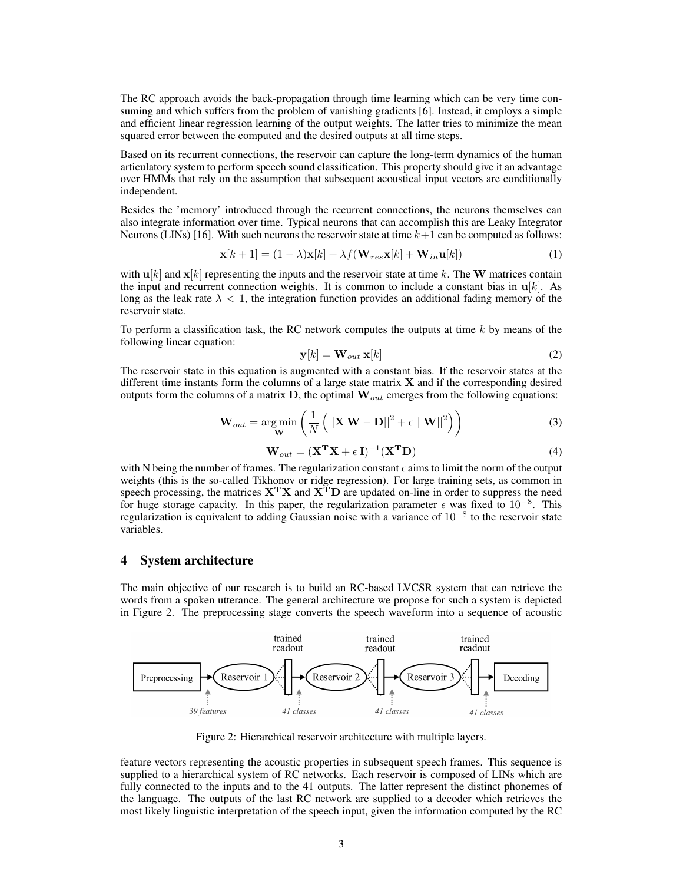The RC approach avoids the back-propagation through time learning which can be very time consuming and which suffers from the problem of vanishing gradients [6]. Instead, it employs a simple and efficient linear regression learning of the output weights. The latter tries to minimize the mean squared error between the computed and the desired outputs at all time steps.

Based on its recurrent connections, the reservoir can capture the long-term dynamics of the human articulatory system to perform speech sound classification. This property should give it an advantage over HMMs that rely on the assumption that subsequent acoustical input vectors are conditionally independent.

Besides the 'memory' introduced through the recurrent connections, the neurons themselves can also integrate information over time. Typical neurons that can accomplish this are Leaky Integrator Neurons (LINs) [16]. With such neurons the reservoir state at time $k+1$ can be computed as follows:

$$\mathbf{x}[k+1] = (1-\lambda)\mathbf{x}[k] + \lambda f(\mathbf{W}_{res}\mathbf{x}[k] + \mathbf{W}_{in}\mathbf{u}[k]) \tag{1}$$

with $\mathbf{u}[k]$ and $\mathbf{x}[k]$ representing the inputs and the reservoir state at time $k$. The $\mathbf{W}$ matrices contain the input and recurrent connection weights. It is common to include a constant bias in $\mathbf{u}[k]$. As long as the leak rate $\lambda < 1$, the integration function provides an additional fading memory of the reservoir state.

To perform a classification task, the RC network computes the outputs at time $k$ by means of the following linear equation:

$$\mathbf{y}[k] = \mathbf{W}_{out}\,\mathbf{x}[k] \tag{2}$$

The reservoir state in this equation is augmented with a constant bias. If the reservoir states at the different time instants form the columns of a large state matrix $\mathbf{X}$ and if the corresponding desired outputs form the columns of a matrix $\mathbf{D}$, the optimal $\mathbf{W}_{out}$ emerges from the following equations:

$$\mathbf{W}_{out} = \arg\min_{\mathbf{W}} \left( \frac{1}{N} \left( ||\mathbf{X}\,\mathbf{W} - \mathbf{D}||^2 + \epsilon\ ||\mathbf{W}||^2 \right) \right) \tag{3}$$

$$\mathbf{W}_{out} = (\mathbf{X}^{\mathbf{T}}\mathbf{X} + \epsilon\,\mathbf{I})^{-1}(\mathbf{X}^{\mathbf{T}}\mathbf{D}) \tag{4}$$

with N being the number of frames. The regularization constant $\epsilon$ aims to limit the norm of the output weights (this is the so-called Tikhonov or ridge regression). For large training sets, as common in speech processing, the matrices $\mathbf{X}^{\mathbf{T}}\mathbf{X}$ and $\mathbf{X}^{\mathbf{T}}\mathbf{D}$ are updated on-line in order to suppress the need for huge storage capacity. In this paper, the regularization parameter $\epsilon$ was fixed to $10^{-8}$. This regularization is equivalent to adding Gaussian noise with a variance of $10^{-8}$ to the reservoir state variables.

## 4 System architecture

The main objective of our research is to build an RC-based LVCSR system that can retrieve the words from a spoken utterance. The general architecture we propose for such a system is depicted in Figure 2. The preprocessing stage converts the speech waveform into a sequence of acoustic feature vectors representing the acoustic properties in subsequent speech frames. This sequence is supplied to a hierarchical system of RC networks. Each reservoir is composed of LINs which are fully connected to the inputs and to the 41 outputs. The latter represent the distinct phonemes of the language. The outputs of the last RC network are supplied to a decoder which retrieves the most likely linguistic interpretation of the speech input, given the information computed by the RC

Preprocessing → Reservoir 1 → trained readout → Reservoir 2 → trained readout → Reservoir 3 → trained readout → Decoding

(39 features; 41 classes; 41 classes; 41 classes)

Figure 2: Hierarchical reservoir architecture with multiple layers.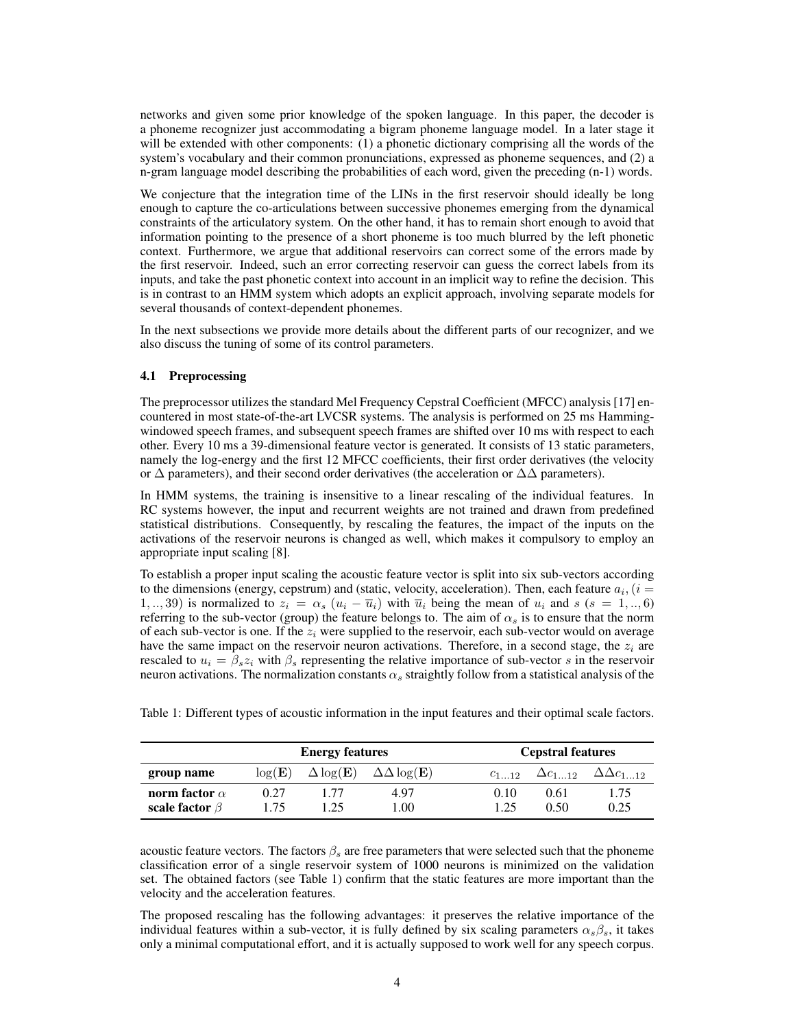networks and given some prior knowledge of the spoken language. In this paper, the decoder is a phoneme recognizer just accommodating a bigram phoneme language model. In a later stage it will be extended with other components: (1) a phonetic dictionary comprising all the words of the system's vocabulary and their common pronunciations, expressed as phoneme sequences, and (2) a n-gram language model describing the probabilities of each word, given the preceding (n-1) words.

We conjecture that the integration time of the LINs in the first reservoir should ideally be long enough to capture the co-articulations between successive phonemes emerging from the dynamical constraints of the articulatory system. On the other hand, it has to remain short enough to avoid that information pointing to the presence of a short phoneme is too much blurred by the left phonetic context. Furthermore, we argue that additional reservoirs can correct some of the errors made by the first reservoir. Indeed, such an error correcting reservoir can guess the correct labels from its inputs, and take the past phonetic context into account in an implicit way to refine the decision. This is in contrast to an HMM system which adopts an explicit approach, involving separate models for several thousands of context-dependent phonemes.

In the next subsections we provide more details about the different parts of our recognizer, and we also discuss the tuning of some of its control parameters.

### 4.1 Preprocessing

The preprocessor utilizes the standard Mel Frequency Cepstral Coefficient (MFCC) analysis [17] encountered in most state-of-the-art LVCSR systems. The analysis is performed on 25 ms Hamming-windowed speech frames, and subsequent speech frames are shifted over 10 ms with respect to each other. Every 10 ms a 39-dimensional feature vector is generated. It consists of 13 static parameters, namely the log-energy and the first 12 MFCC coefficients, their first order derivatives (the velocity or $\Delta$ parameters), and their second order derivatives (the acceleration or $\Delta\Delta$ parameters).

In HMM systems, the training is insensitive to a linear rescaling of the individual features. In RC systems however, the input and recurrent weights are not trained and drawn from predefined statistical distributions. Consequently, by rescaling the features, the impact of the inputs on the activations of the reservoir neurons is changed as well, which makes it compulsory to employ an appropriate input scaling [8].

To establish a proper input scaling the acoustic feature vector is split into six sub-vectors according to the dimensions (energy, cepstrum) and (static, velocity, acceleration). Then, each feature $a_i, (i = 1, .., 39)$ is normalized to $z_i = \alpha_s\ (u_i - \overline{u}_i)$ with $\overline{u}_i$ being the mean of $u_i$ and $s$ $(s = 1, .., 6)$ referring to the sub-vector (group) the feature belongs to. The aim of $\alpha_s$ is to ensure that the norm of each sub-vector is one. If the $z_i$ were supplied to the reservoir, each sub-vector would on average have the same impact on the reservoir neuron activations. Therefore, in a second stage, the $z_i$ are rescaled to $u_i = \beta_s z_i$ with $\beta_s$ representing the relative importance of sub-vector $s$ in the reservoir neuron activations. The normalization constants $\alpha_s$ straightly follow from a statistical analysis of the acoustic feature vectors. The factors $\beta_s$ are free parameters that were selected such that the phoneme classification error of a single reservoir system of 1000 neurons is minimized on the validation set. The obtained factors (see Table 1) confirm that the static features are more important than the velocity and the acceleration features.

Table 1: Different types of acoustic information in the input features and their optimal scale factors.

| | **Energy features** | | | **Cepstral features** | | |
|---|---|---|---|---|---|---|
| **group name** | $\log(\mathbf{E})$ | $\Delta\log(\mathbf{E})$ | $\Delta\Delta\log(\mathbf{E})$ | $c_{1...12}$ | $\Delta c_{1...12}$ | $\Delta\Delta c_{1...12}$ |
| **norm factor $\alpha$** | 0.27 | 1.77 | 4.97 | 0.10 | 0.61 | 1.75 |
| **scale factor $\beta$** | 1.75 | 1.25 | 1.00 | 1.25 | 0.50 | 0.25 |

The proposed rescaling has the following advantages: it preserves the relative importance of the individual features within a sub-vector, it is fully defined by six scaling parameters $\alpha_s\beta_s$, it takes only a minimal computational effort, and it is actually supposed to work well for any speech corpus.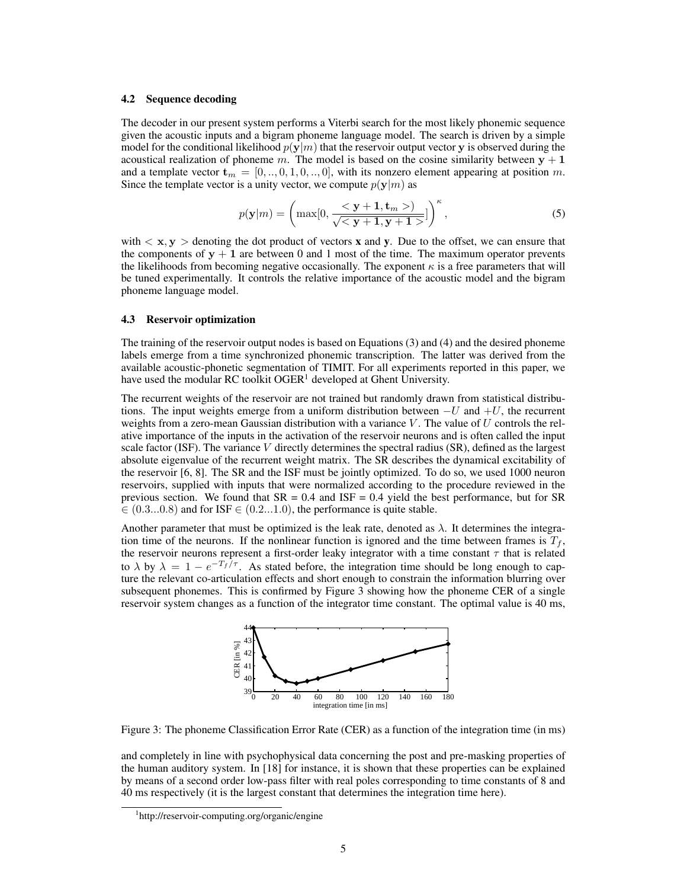### 4.2 Sequence decoding

The decoder in our present system performs a Viterbi search for the most likely phonemic sequence given the acoustic inputs and a bigram phoneme language model. The search is driven by a simple model for the conditional likelihood $p(\mathbf{y}|m)$ that the reservoir output vector $\mathbf{y}$ is observed during the acoustical realization of phoneme $m$. The model is based on the cosine similarity between $\mathbf{y}+\mathbf{1}$ and a template vector $\mathbf{t}_m = [0,..,0,1,0,..,0]$, with its nonzero element appearing at position $m$. Since the template vector is a unity vector, we compute $p(\mathbf{y}|m)$ as

$$p(\mathbf{y}|m) = \left( \max[0, \frac{<\mathbf{y}+\mathbf{1}, \mathbf{t}_m>)}{\sqrt{<\mathbf{y}+\mathbf{1}, \mathbf{y}+\mathbf{1}>}}] \right)^{\kappa}, \tag{5}$$

with $<\mathbf{x},\mathbf{y}>$ denoting the dot product of vectors $\mathbf{x}$ and $\mathbf{y}$. Due to the offset, we can ensure that the components of $\mathbf{y}+\mathbf{1}$ are between 0 and 1 most of the time. The maximum operator prevents the likelihoods from becoming negative occasionally. The exponent $\kappa$ is a free parameters that will be tuned experimentally. It controls the relative importance of the acoustic model and the bigram phoneme language model.

### 4.3 Reservoir optimization

The training of the reservoir output nodes is based on Equations (3) and (4) and the desired phoneme labels emerge from a time synchronized phonemic transcription. The latter was derived from the available acoustic-phonetic segmentation of TIMIT. For all experiments reported in this paper, we have used the modular RC toolkit OGER[1] developed at Ghent University.

The recurrent weights of the reservoir are not trained but randomly drawn from statistical distributions. The input weights emerge from a uniform distribution between $-U$ and $+U$, the recurrent weights from a zero-mean Gaussian distribution with a variance $V$. The value of $U$ controls the relative importance of the inputs in the activation of the reservoir neurons and is often called the input scale factor (ISF). The variance $V$ directly determines the spectral radius (SR), defined as the largest absolute eigenvalue of the recurrent weight matrix. The SR describes the dynamical excitability of the reservoir [6, 8]. The SR and the ISF must be jointly optimized. To do so, we used 1000 neuron reservoirs, supplied with inputs that were normalized according to the procedure reviewed in the previous section. We found that SR = 0.4 and ISF = 0.4 yield the best performance, but for SR $\in (0.3...0.8)$ and for ISF $\in (0.2...1.0)$, the performance is quite stable.

Another parameter that must be optimized is the leak rate, denoted as $\lambda$. It determines the integration time of the neurons. If the nonlinear function is ignored and the time between frames is $T_f$, the reservoir neurons represent a first-order leaky integrator with a time constant $\tau$ that is related to $\lambda$ by $\lambda = 1 - e^{-T_f/\tau}$. As stated before, the integration time should be long enough to capture the relevant co-articulation effects and short enough to constrain the information blurring over subsequent phonemes. This is confirmed by Figure 3 showing how the phoneme CER of a single reservoir system changes as a function of the integrator time constant. The optimal value is 40 ms,

Figure 3: The phoneme Classification Error Rate (CER) as a function of the integration time (in ms)

and completely in line with psychophysical data concerning the post and pre-masking properties of the human auditory system. In [18] for instance, it is shown that these properties can be explained by means of a second order low-pass filter with real poles corresponding to time constants of 8 and 40 ms respectively (it is the largest constant that determines the integration time here).

[1] http://reservoir-computing.org/organic/engine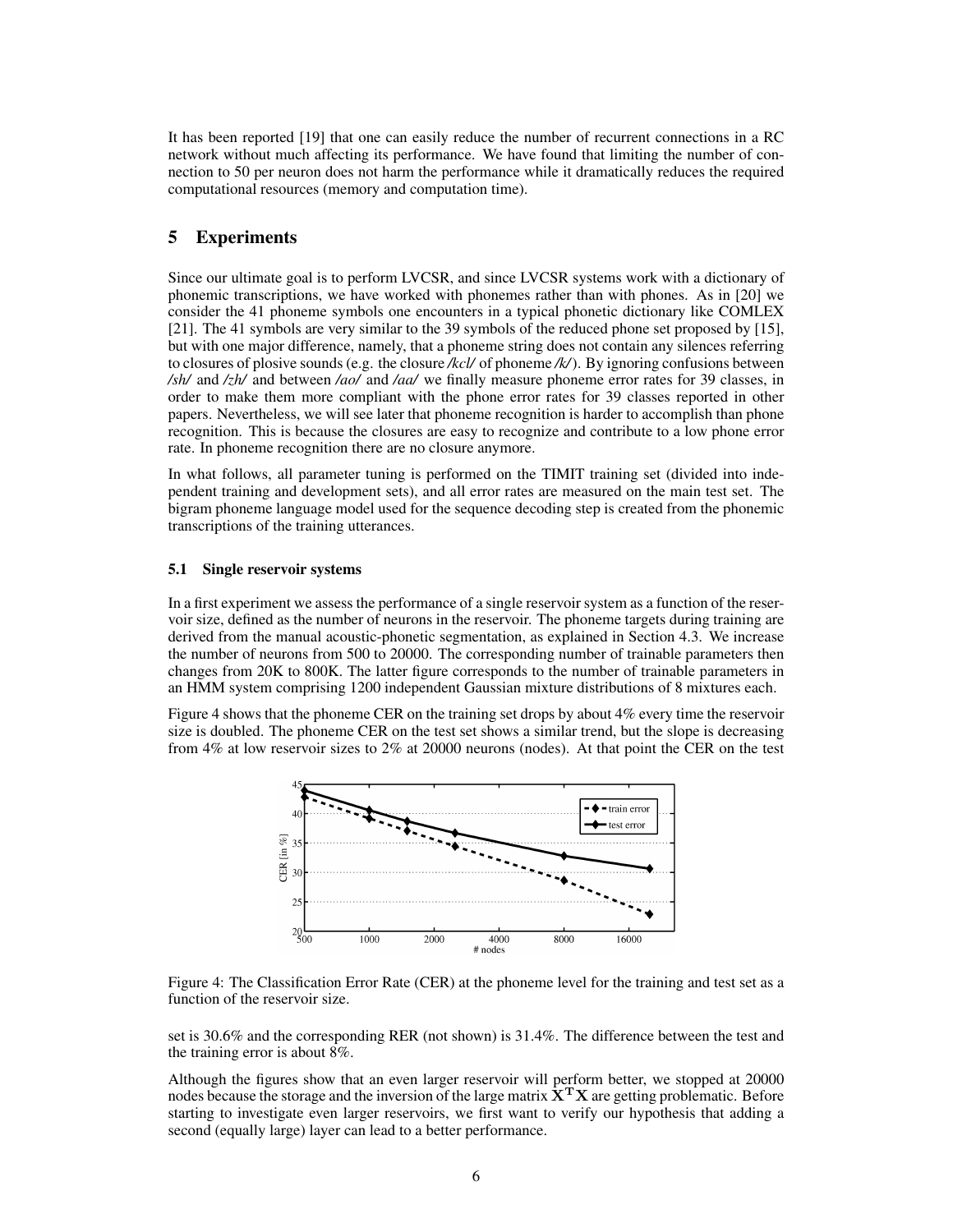It has been reported [19] that one can easily reduce the number of recurrent connections in a RC network without much affecting its performance. We have found that limiting the number of connection to 50 per neuron does not harm the performance while it dramatically reduces the required computational resources (memory and computation time).

## 5 Experiments

Since our ultimate goal is to perform LVCSR, and since LVCSR systems work with a dictionary of phonemic transcriptions, we have worked with phonemes rather than with phones. As in [20] we consider the 41 phoneme symbols one encounters in a typical phonetic dictionary like COMLEX [21]. The 41 symbols are very similar to the 39 symbols of the reduced phone set proposed by [15], but with one major difference, namely, that a phoneme string does not contain any silences referring to closures of plosive sounds (e.g. the closure */kcl/* of phoneme */k/*). By ignoring confusions between */sh/* and */zh/* and between */ao/* and */aa/* we finally measure phoneme error rates for 39 classes, in order to make them more compliant with the phone error rates for 39 classes reported in other papers. Nevertheless, we will see later that phoneme recognition is harder to accomplish than phone recognition. This is because the closures are easy to recognize and contribute to a low phone error rate. In phoneme recognition there are no closure anymore.

In what follows, all parameter tuning is performed on the TIMIT training set (divided into independent training and development sets), and all error rates are measured on the main test set. The bigram phoneme language model used for the sequence decoding step is created from the phonemic transcriptions of the training utterances.

### 5.1 Single reservoir systems

In a first experiment we assess the performance of a single reservoir system as a function of the reservoir size, defined as the number of neurons in the reservoir. The phoneme targets during training are derived from the manual acoustic-phonetic segmentation, as explained in Section 4.3. We increase the number of neurons from 500 to 20000. The corresponding number of trainable parameters then changes from 20K to 800K. The latter figure corresponds to the number of trainable parameters in an HMM system comprising 1200 independent Gaussian mixture distributions of 8 mixtures each.

Figure 4 shows that the phoneme CER on the training set drops by about 4% every time the reservoir size is doubled. The phoneme CER on the test set shows a similar trend, but the slope is decreasing from 4% at low reservoir sizes to 2% at 20000 neurons (nodes). At that point the CER on the test set is 30.6% and the corresponding RER (not shown) is 31.4%. The difference between the test and the training error is about 8%.

Figure 4: The Classification Error Rate (CER) at the phoneme level for the training and test set as a function of the reservoir size.

Although the figures show that an even larger reservoir will perform better, we stopped at 20000 nodes because the storage and the inversion of the large matrix $\mathbf{X^T X}$ are getting problematic. Before starting to investigate even larger reservoirs, we first want to verify our hypothesis that adding a second (equally large) layer can lead to a better performance.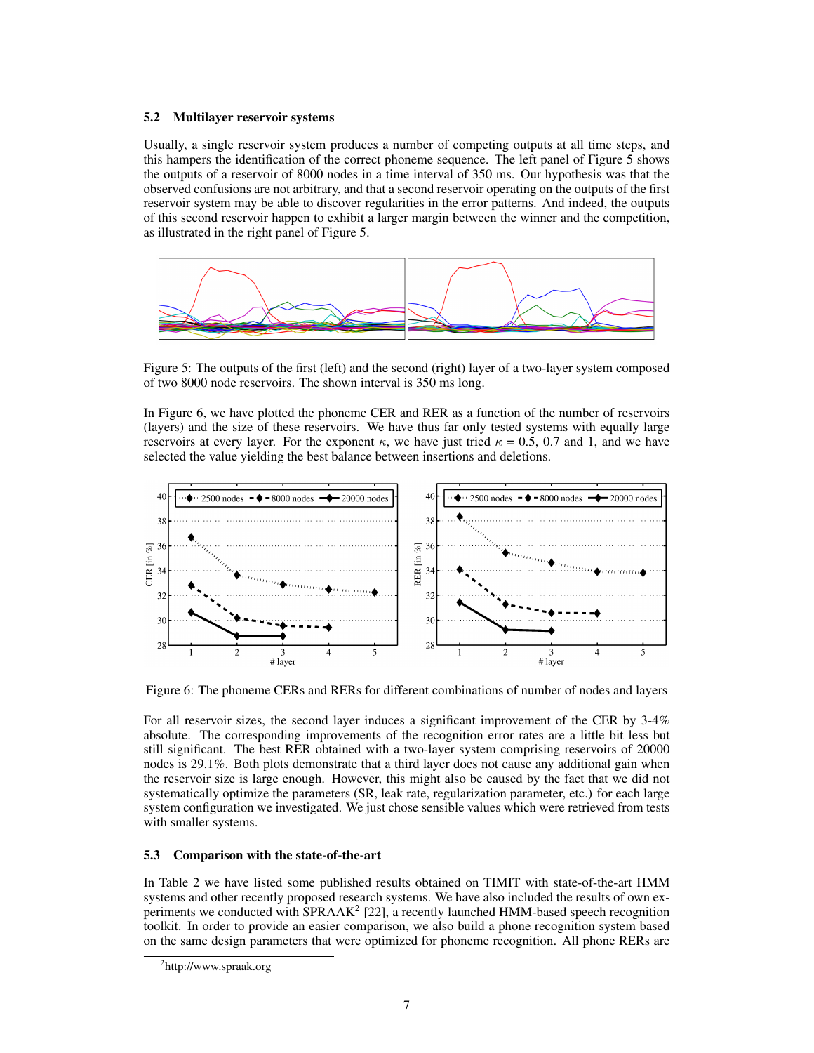### 5.2 Multilayer reservoir systems

Usually, a single reservoir system produces a number of competing outputs at all time steps, and this hampers the identification of the correct phoneme sequence. The left panel of Figure 5 shows the outputs of a reservoir of 8000 nodes in a time interval of 350 ms. Our hypothesis was that the observed confusions are not arbitrary, and that a second reservoir operating on the outputs of the first reservoir system may be able to discover regularities in the error patterns. And indeed, the outputs of this second reservoir happen to exhibit a larger margin between the winner and the competition, as illustrated in the right panel of Figure 5.

Figure 5: The outputs of the first (left) and the second (right) layer of a two-layer system composed of two 8000 node reservoirs. The shown interval is 350 ms long.

In Figure 6, we have plotted the phoneme CER and RER as a function of the number of reservoirs (layers) and the size of these reservoirs. We have thus far only tested systems with equally large reservoirs at every layer. For the exponent $\kappa$, we have just tried $\kappa$ = 0.5, 0.7 and 1, and we have selected the value yielding the best balance between insertions and deletions.

Figure 6: The phoneme CERs and RERs for different combinations of number of nodes and layers

For all reservoir sizes, the second layer induces a significant improvement of the CER by 3-4% absolute. The corresponding improvements of the recognition error rates are a little bit less but still significant. The best RER obtained with a two-layer system comprising reservoirs of 20000 nodes is 29.1%. Both plots demonstrate that a third layer does not cause any additional gain when the reservoir size is large enough. However, this might also be caused by the fact that we did not systematically optimize the parameters (SR, leak rate, regularization parameter, etc.) for each large system configuration we investigated. We just chose sensible values which were retrieved from tests with smaller systems.

### 5.3 Comparison with the state-of-the-art

In Table 2 we have listed some published results obtained on TIMIT with state-of-the-art HMM systems and other recently proposed research systems. We have also included the results of own experiments we conducted with SPRAAK[2] [22], a recently launched HMM-based speech recognition toolkit. In order to provide an easier comparison, we also build a phone recognition system based on the same design parameters that were optimized for phoneme recognition. All phone RERs are

[2] http://www.spraak.org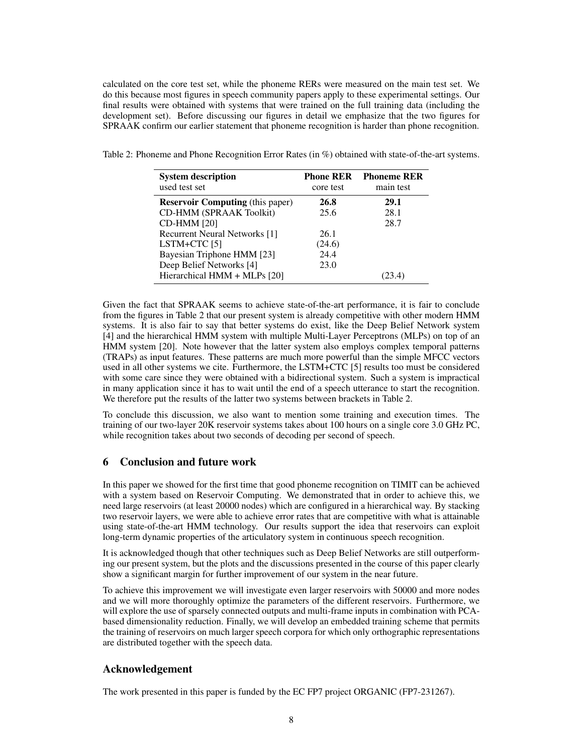calculated on the core test set, while the phoneme RERs were measured on the main test set. We do this because most figures in speech community papers apply to these experimental settings. Our final results were obtained with systems that were trained on the full training data (including the development set). Before discussing our figures in detail we emphasize that the two figures for SPRAAK confirm our earlier statement that phoneme recognition is harder than phone recognition.

Table 2: Phoneme and Phone Recognition Error Rates (in %) obtained with state-of-the-art systems.

| **System description** used test set | **Phone RER** core test | **Phoneme RER** main test |
|---|---|---|
| **Reservoir Computing** (this paper) | **26.8** | **29.1** |
| CD-HMM (SPRAAK Toolkit) | 25.6 | 28.1 |
| CD-HMM [20] | | 28.7 |
| Recurrent Neural Networks [1] | 26.1 | |
| LSTM+CTC [5] | (24.6) | |
| Bayesian Triphone HMM [23] | 24.4 | |
| Deep Belief Networks [4] | 23.0 | |
| Hierarchical HMM + MLPs [20] | | (23.4) |

Given the fact that SPRAAK seems to achieve state-of-the-art performance, it is fair to conclude from the figures in Table 2 that our present system is already competitive with other modern HMM systems. It is also fair to say that better systems do exist, like the Deep Belief Network system [4] and the hierarchical HMM system with multiple Multi-Layer Perceptrons (MLPs) on top of an HMM system [20]. Note however that the latter system also employs complex temporal patterns (TRAPs) as input features. These patterns are much more powerful than the simple MFCC vectors used in all other systems we cite. Furthermore, the LSTM+CTC [5] results too must be considered with some care since they were obtained with a bidirectional system. Such a system is impractical in many application since it has to wait until the end of a speech utterance to start the recognition. We therefore put the results of the latter two systems between brackets in Table 2.

To conclude this discussion, we also want to mention some training and execution times. The training of our two-layer 20K reservoir systems takes about 100 hours on a single core 3.0 GHz PC, while recognition takes about two seconds of decoding per second of speech.

## 6 Conclusion and future work

In this paper we showed for the first time that good phoneme recognition on TIMIT can be achieved with a system based on Reservoir Computing. We demonstrated that in order to achieve this, we need large reservoirs (at least 20000 nodes) which are configured in a hierarchical way. By stacking two reservoir layers, we were able to achieve error rates that are competitive with what is attainable using state-of-the-art HMM technology. Our results support the idea that reservoirs can exploit long-term dynamic properties of the articulatory system in continuous speech recognition.

It is acknowledged though that other techniques such as Deep Belief Networks are still outperforming our present system, but the plots and the discussions presented in the course of this paper clearly show a significant margin for further improvement of our system in the near future.

To achieve this improvement we will investigate even larger reservoirs with 50000 and more nodes and we will more thoroughly optimize the parameters of the different reservoirs. Furthermore, we will explore the use of sparsely connected outputs and multi-frame inputs in combination with PCA-based dimensionality reduction. Finally, we will develop an embedded training scheme that permits the training of reservoirs on much larger speech corpora for which only orthographic representations are distributed together with the speech data.

## Acknowledgement

The work presented in this paper is funded by the EC FP7 project ORGANIC (FP7-231267).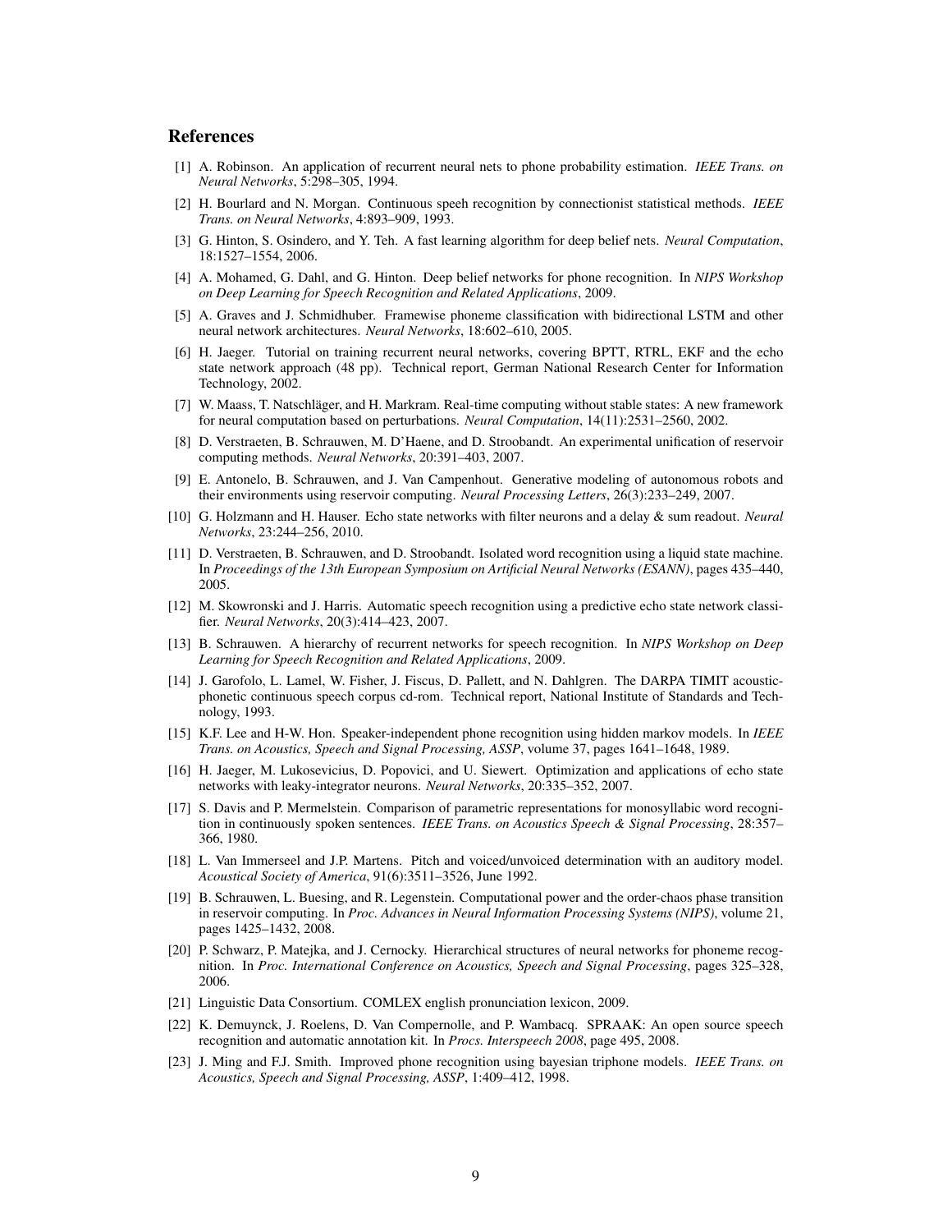## References

[1] A. Robinson. An application of recurrent neural nets to phone probability estimation. *IEEE Trans. on Neural Networks*, 5:298–305, 1994.

[2] H. Bourlard and N. Morgan. Continuous speech recognition by connectionist statistical methods. *IEEE Trans. on Neural Networks*, 4:893–909, 1993.

[3] G. Hinton, S. Osindero, and Y. Teh. A fast learning algorithm for deep belief nets. *Neural Computation*, 18:1527–1554, 2006.

[4] A. Mohamed, G. Dahl, and G. Hinton. Deep belief networks for phone recognition. In *NIPS Workshop on Deep Learning for Speech Recognition and Related Applications*, 2009.

[5] A. Graves and J. Schmidhuber. Framewise phoneme classification with bidirectional LSTM and other neural network architectures. *Neural Networks*, 18:602–610, 2005.

[6] H. Jaeger. Tutorial on training recurrent neural networks, covering BPTT, RTRL, EKF and the echo state network approach (48 pp). Technical report, German National Research Center for Information Technology, 2002.

[7] W. Maass, T. Natschläger, and H. Markram. Real-time computing without stable states: A new framework for neural computation based on perturbations. *Neural Computation*, 14(11):2531–2560, 2002.

[8] D. Verstraeten, B. Schrauwen, M. D'Haene, and D. Stroobandt. An experimental unification of reservoir computing methods. *Neural Networks*, 20:391–403, 2007.

[9] E. Antonelo, B. Schrauwen, and J. Van Campenhout. Generative modeling of autonomous robots and their environments using reservoir computing. *Neural Processing Letters*, 26(3):233–249, 2007.

[10] G. Holzmann and H. Hauser. Echo state networks with filter neurons and a delay & sum readout. *Neural Networks*, 23:244–256, 2010.

[11] D. Verstraeten, B. Schrauwen, and D. Stroobandt. Isolated word recognition using a liquid state machine. In *Proceedings of the 13th European Symposium on Artificial Neural Networks (ESANN)*, pages 435–440, 2005.

[12] M. Skowronski and J. Harris. Automatic speech recognition using a predictive echo state network classifier. *Neural Networks*, 20(3):414–423, 2007.

[13] B. Schrauwen. A hierarchy of recurrent networks for speech recognition. In *NIPS Workshop on Deep Learning for Speech Recognition and Related Applications*, 2009.

[14] J. Garofolo, L. Lamel, W. Fisher, J. Fiscus, D. Pallett, and N. Dahlgren. The DARPA TIMIT acoustic-phonetic continuous speech corpus cd-rom. Technical report, National Institute of Standards and Technology, 1993.

[15] K.F. Lee and H-W. Hon. Speaker-independent phone recognition using hidden markov models. In *IEEE Trans. on Acoustics, Speech and Signal Processing, ASSP*, volume 37, pages 1641–1648, 1989.

[16] H. Jaeger, M. Lukosevicius, D. Popovici, and U. Siewert. Optimization and applications of echo state networks with leaky-integrator neurons. *Neural Networks*, 20:335–352, 2007.

[17] S. Davis and P. Mermelstein. Comparison of parametric representations for monosyllabic word recognition in continuously spoken sentences. *IEEE Trans. on Acoustics Speech & Signal Processing*, 28:357–366, 1980.

[18] L. Van Immerseel and J.P. Martens. Pitch and voiced/unvoiced determination with an auditory model. *Acoustical Society of America*, 91(6):3511–3526, June 1992.

[19] B. Schrauwen, L. Buesing, and R. Legenstein. Computational power and the order-chaos phase transition in reservoir computing. In *Proc. Advances in Neural Information Processing Systems (NIPS)*, volume 21, pages 1425–1432, 2008.

[20] P. Schwarz, P. Matejka, and J. Cernocky. Hierarchical structures of neural networks for phoneme recognition. In *Proc. International Conference on Acoustics, Speech and Signal Processing*, pages 325–328, 2006.

[21] Linguistic Data Consortium. COMLEX english pronunciation lexicon, 2009.

[22] K. Demuynck, J. Roelens, D. Van Compernolle, and P. Wambacq. SPRAAK: An open source speech recognition and automatic annotation kit. In *Procs. Interspeech 2008*, page 495, 2008.

[23] J. Ming and F.J. Smith. Improved phone recognition using bayesian triphone models. *IEEE Trans. on Acoustics, Speech and Signal Processing, ASSP*, 1:409–412, 1998.